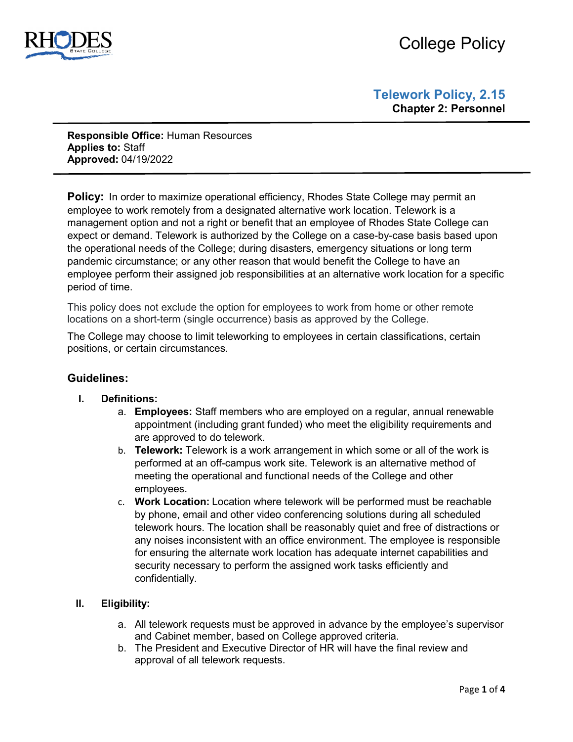# College Policy

## Telework Policy, 2.15

**Chapter 2: Personnel**

**Responsible Office:** Human Resources
**Applies to:** Staff
**Approved:** 04/19/2022

**Policy:** In order to maximize operational efficiency, Rhodes State College may permit an employee to work remotely from a designated alternative work location. Telework is a management option and not a right or benefit that an employee of Rhodes State College can expect or demand. Telework is authorized by the College on a case-by-case basis based upon the operational needs of the College; during disasters, emergency situations or long term pandemic circumstance; or any other reason that would benefit the College to have an employee perform their assigned job responsibilities at an alternative work location for a specific period of time.

This policy does not exclude the option for employees to work from home or other remote locations on a short-term (single occurrence) basis as approved by the College.

The College may choose to limit teleworking to employees in certain classifications, certain positions, or certain circumstances.

### Guidelines:

**I. Definitions:**

a. **Employees:** Staff members who are employed on a regular, annual renewable appointment (including grant funded) who meet the eligibility requirements and are approved to do telework.

b. **Telework:** Telework is a work arrangement in which some or all of the work is performed at an off-campus work site. Telework is an alternative method of meeting the operational and functional needs of the College and other employees.

c. **Work Location:** Location where telework will be performed must be reachable by phone, email and other video conferencing solutions during all scheduled telework hours. The location shall be reasonably quiet and free of distractions or any noises inconsistent with an office environment. The employee is responsible for ensuring the alternate work location has adequate internet capabilities and security necessary to perform the assigned work tasks efficiently and confidentially.

**II. Eligibility:**

a. All telework requests must be approved in advance by the employee's supervisor and Cabinet member, based on College approved criteria.

b. The President and Executive Director of HR will have the final review and approval of all telework requests.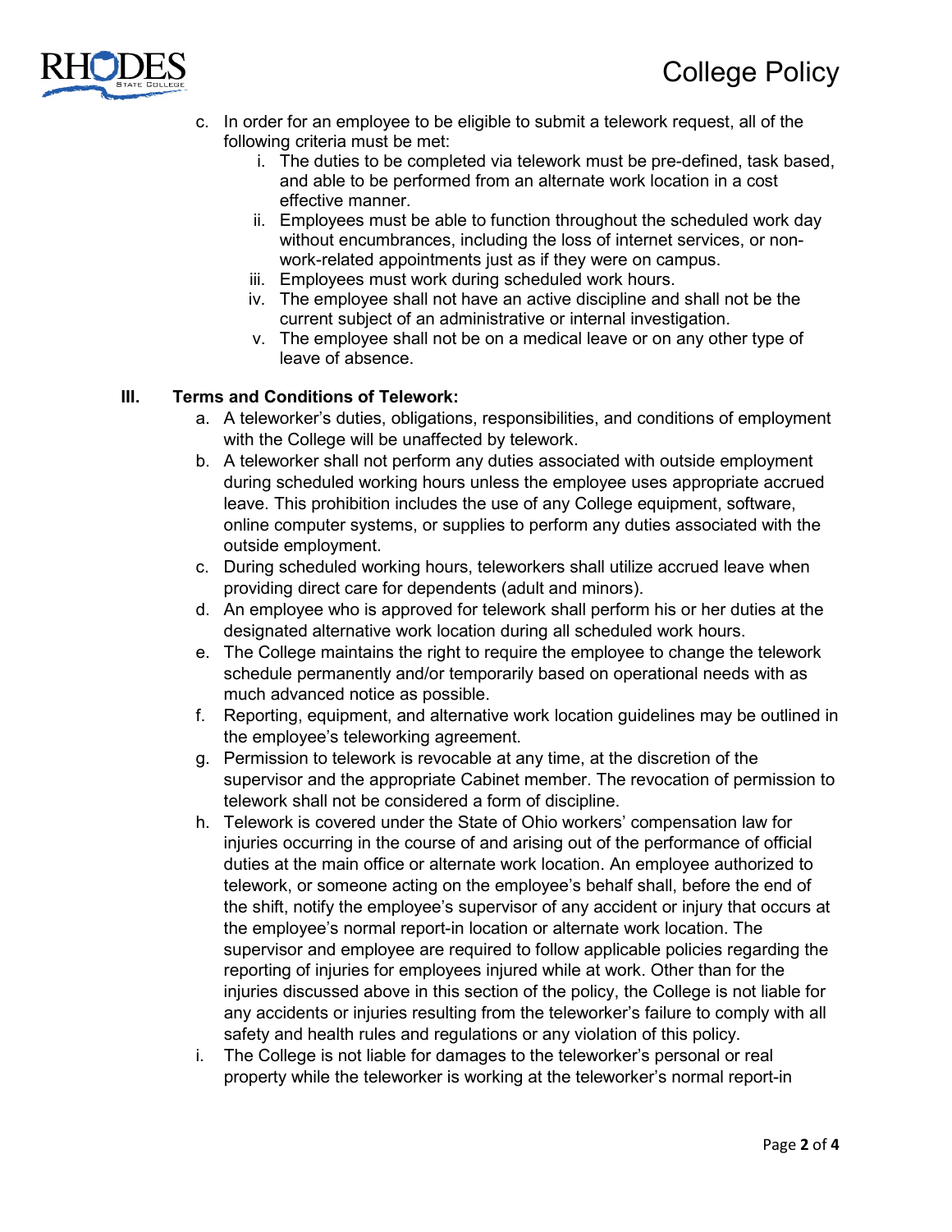c. In order for an employee to be eligible to submit a telework request, all of the following criteria must be met:
    i. The duties to be completed via telework must be pre-defined, task based, and able to be performed from an alternate work location in a cost effective manner.
    ii. Employees must be able to function throughout the scheduled work day without encumbrances, including the loss of internet services, or non-work-related appointments just as if they were on campus.
    iii. Employees must work during scheduled work hours.
    iv. The employee shall not have an active discipline and shall not be the current subject of an administrative or internal investigation.
    v. The employee shall not be on a medical leave or on any other type of leave of absence.

## III. Terms and Conditions of Telework:

a. A teleworker's duties, obligations, responsibilities, and conditions of employment with the College will be unaffected by telework.

b. A teleworker shall not perform any duties associated with outside employment during scheduled working hours unless the employee uses appropriate accrued leave. This prohibition includes the use of any College equipment, software, online computer systems, or supplies to perform any duties associated with the outside employment.

c. During scheduled working hours, teleworkers shall utilize accrued leave when providing direct care for dependents (adult and minors).

d. An employee who is approved for telework shall perform his or her duties at the designated alternative work location during all scheduled work hours.

e. The College maintains the right to require the employee to change the telework schedule permanently and/or temporarily based on operational needs with as much advanced notice as possible.

f. Reporting, equipment, and alternative work location guidelines may be outlined in the employee's teleworking agreement.

g. Permission to telework is revocable at any time, at the discretion of the supervisor and the appropriate Cabinet member. The revocation of permission to telework shall not be considered a form of discipline.

h. Telework is covered under the State of Ohio workers' compensation law for injuries occurring in the course of and arising out of the performance of official duties at the main office or alternate work location. An employee authorized to telework, or someone acting on the employee's behalf shall, before the end of the shift, notify the employee's supervisor of any accident or injury that occurs at the employee's normal report-in location or alternate work location. The supervisor and employee are required to follow applicable policies regarding the reporting of injuries for employees injured while at work. Other than for the injuries discussed above in this section of the policy, the College is not liable for any accidents or injuries resulting from the teleworker's failure to comply with all safety and health rules and regulations or any violation of this policy.

i. The College is not liable for damages to the teleworker's personal or real property while the teleworker is working at the teleworker's normal report-in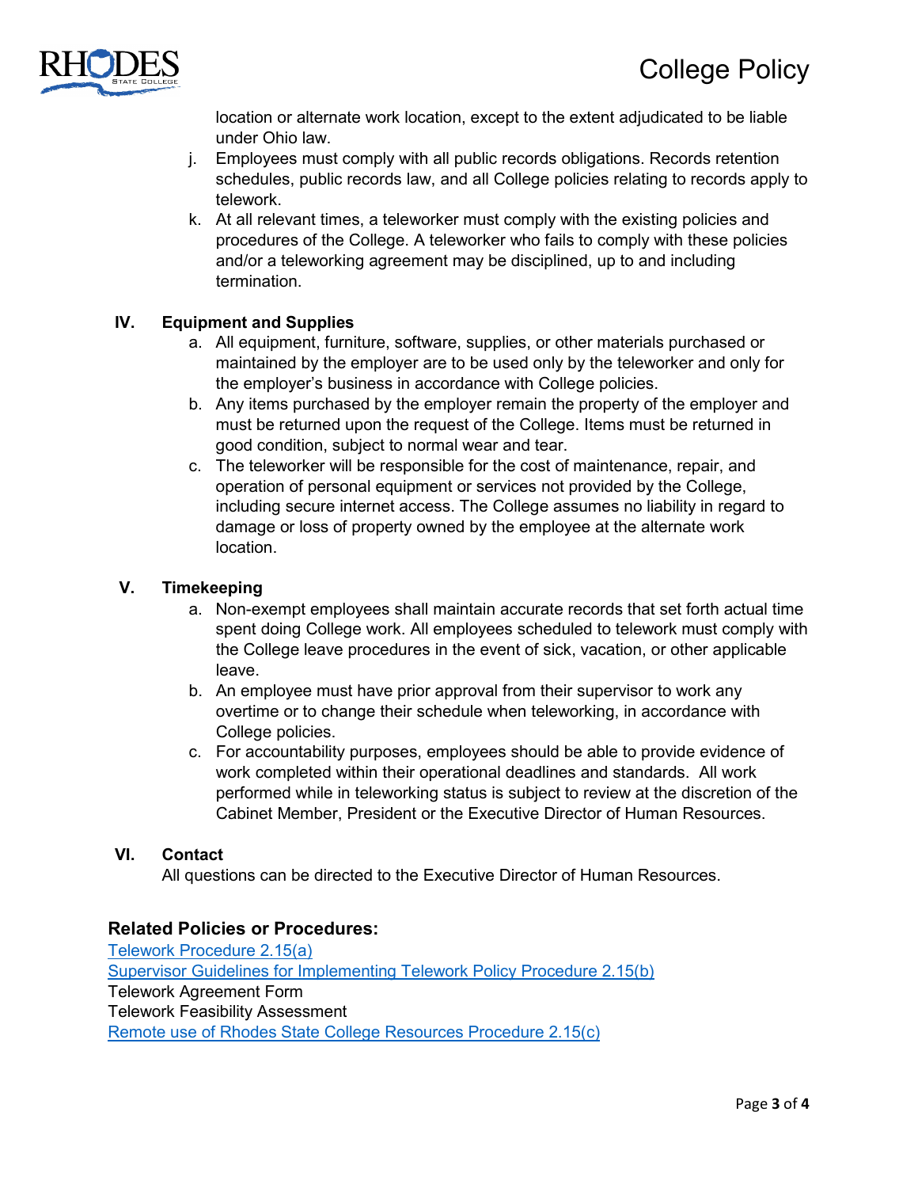location or alternate work location, except to the extent adjudicated to be liable under Ohio law.

j. Employees must comply with all public records obligations. Records retention schedules, public records law, and all College policies relating to records apply to telework.
k. At all relevant times, a teleworker must comply with the existing policies and procedures of the College. A teleworker who fails to comply with these policies and/or a teleworking agreement may be disciplined, up to and including termination.

## IV. Equipment and Supplies

a. All equipment, furniture, software, supplies, or other materials purchased or maintained by the employer are to be used only by the teleworker and only for the employer's business in accordance with College policies.
b. Any items purchased by the employer remain the property of the employer and must be returned upon the request of the College. Items must be returned in good condition, subject to normal wear and tear.
c. The teleworker will be responsible for the cost of maintenance, repair, and operation of personal equipment or services not provided by the College, including secure internet access. The College assumes no liability in regard to damage or loss of property owned by the employee at the alternate work location.

## V. Timekeeping

a. Non-exempt employees shall maintain accurate records that set forth actual time spent doing College work. All employees scheduled to telework must comply with the College leave procedures in the event of sick, vacation, or other applicable leave.
b. An employee must have prior approval from their supervisor to work any overtime or to change their schedule when teleworking, in accordance with College policies.
c. For accountability purposes, employees should be able to provide evidence of work completed within their operational deadlines and standards. All work performed while in teleworking status is subject to review at the discretion of the Cabinet Member, President or the Executive Director of Human Resources.

## VI. Contact

All questions can be directed to the Executive Director of Human Resources.

### Related Policies or Procedures:

Telework Procedure 2.15(a)
Supervisor Guidelines for Implementing Telework Policy Procedure 2.15(b)
Telework Agreement Form
Telework Feasibility Assessment
Remote use of Rhodes State College Resources Procedure 2.15(c)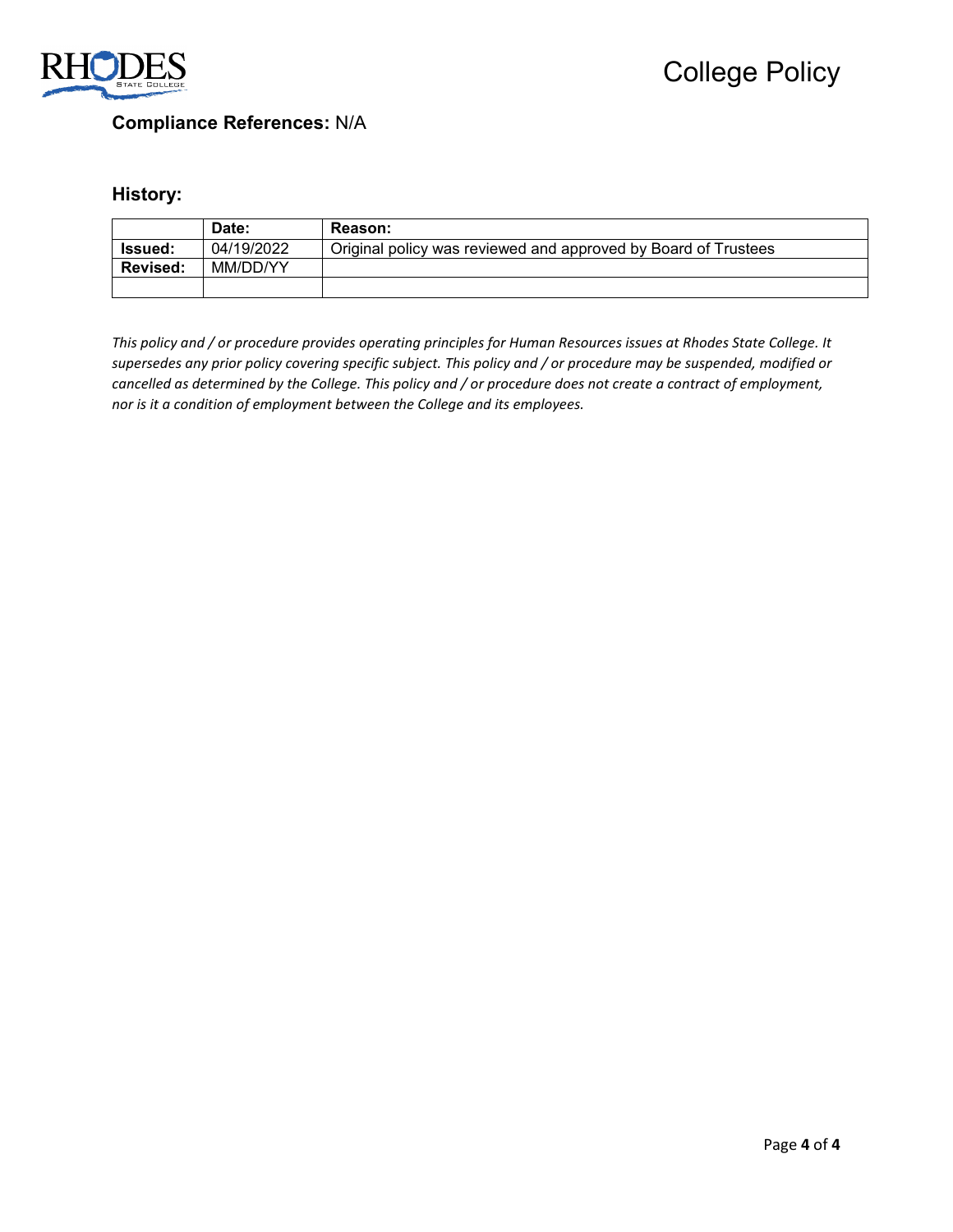**Compliance References:** N/A

## History:

| | Date: | Reason: |
|---|---|---|
| **Issued:** | 04/19/2022 | Original policy was reviewed and approved by Board of Trustees |
| **Revised:** | MM/DD/YY | |
| | | |

*This policy and / or procedure provides operating principles for Human Resources issues at Rhodes State College. It supersedes any prior policy covering specific subject. This policy and / or procedure may be suspended, modified or cancelled as determined by the College. This policy and / or procedure does not create a contract of employment, nor is it a condition of employment between the College and its employees.*